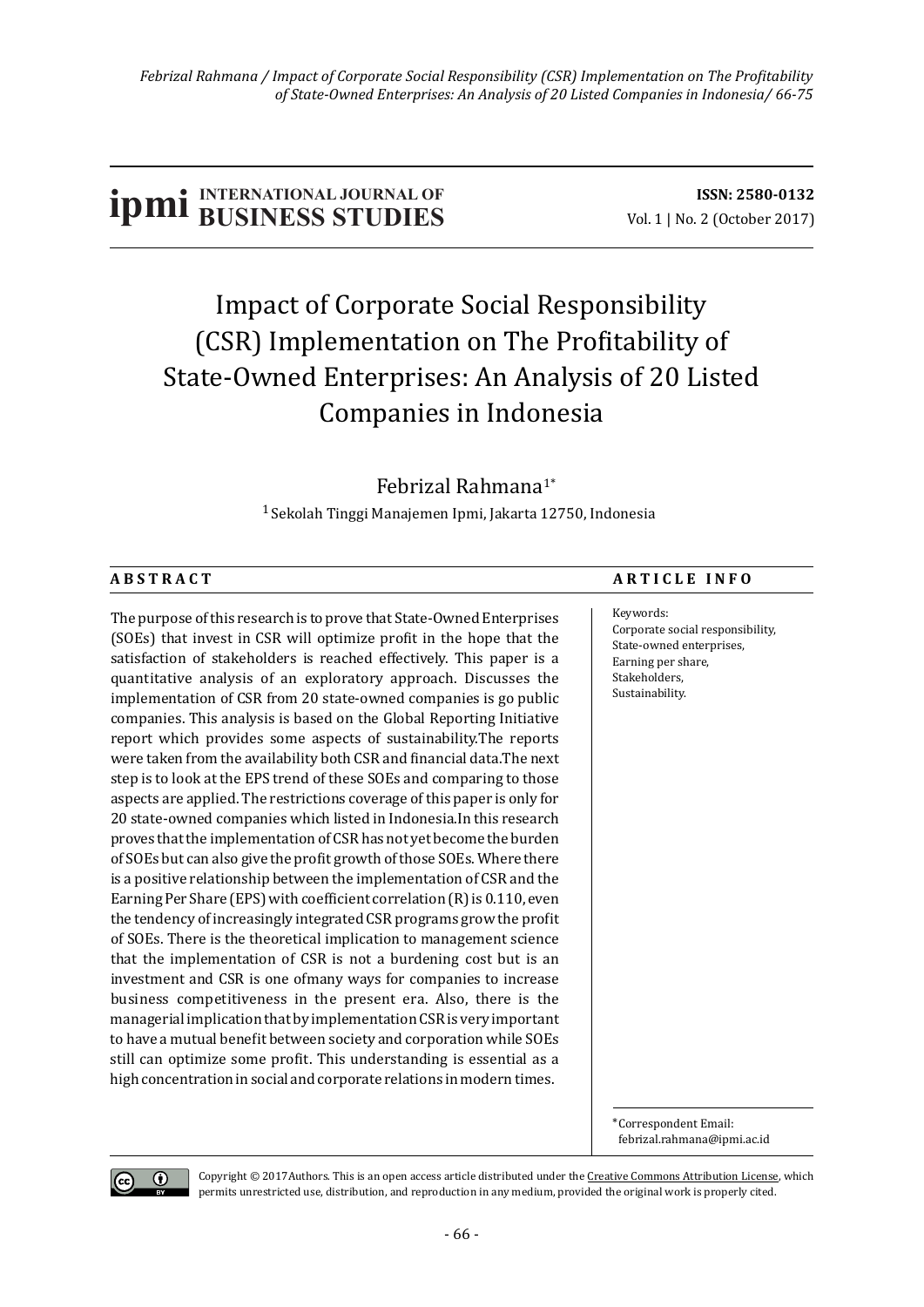**ipmi** INTERNATIONAL JOURNAL OF **BUSINESS STUDIES**

**ISSN: 2580-0132**
Vol. 1 | No. 2 (October 2017)

# Impact of Corporate Social Responsibility (CSR) Implementation on The Profitability of State-Owned Enterprises: An Analysis of 20 Listed Companies in Indonesia

Febrizal Rahmana[1*]

[1] Sekolah Tinggi Manajemen Ipmi, Jakarta 12750, Indonesia

## ABSTRACT

The purpose of this research is to prove that State-Owned Enterprises (SOEs) that invest in CSR will optimize profit in the hope that the satisfaction of stakeholders is reached effectively. This paper is a quantitative analysis of an exploratory approach. Discusses the implementation of CSR from 20 state-owned companies is go public companies. This analysis is based on the Global Reporting Initiative report which provides some aspects of sustainability.The reports were taken from the availability both CSR and financial data.The next step is to look at the EPS trend of these SOEs and comparing to those aspects are applied. The restrictions coverage of this paper is only for 20 state-owned companies which listed in Indonesia.In this research proves that the implementation of CSR has not yet become the burden of SOEs but can also give the profit growth of those SOEs. Where there is a positive relationship between the implementation of CSR and the Earning Per Share (EPS) with coefficient correlation (R) is 0.110, even the tendency of increasingly integrated CSR programs grow the profit of SOEs. There is the theoretical implication to management science that the implementation of CSR is not a burdening cost but is an investment and CSR is one ofmany ways for companies to increase business competitiveness in the present era. Also, there is the managerial implication that by implementation CSR is very important to have a mutual benefit between society and corporation while SOEs still can optimize some profit. This understanding is essential as a high concentration in social and corporate relations in modern times.

## ARTICLE INFO

Keywords:
Corporate social responsibility,
State-owned enterprises,
Earning per share,
Stakeholders,
Sustainability.

*Correspondent Email:
febrizal.rahmana@ipmi.ac.id

Copyright © 2017Authors. This is an open access article distributed under the Creative Commons Attribution License, which permits unrestricted use, distribution, and reproduction in any medium, provided the original work is properly cited.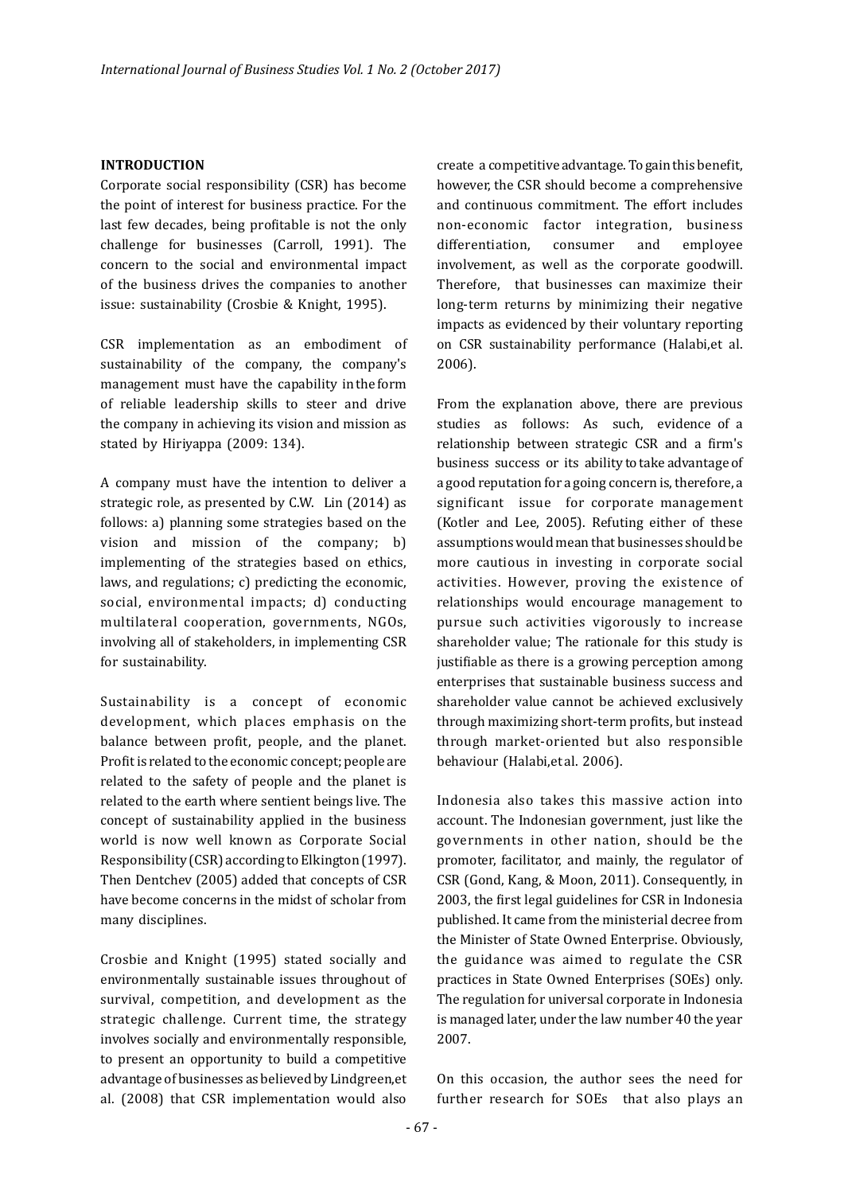## INTRODUCTION

Corporate social responsibility (CSR) has become the point of interest for business practice. For the last few decades, being profitable is not the only challenge for businesses (Carroll, 1991). The concern to the social and environmental impact of the business drives the companies to another issue: sustainability (Crosbie & Knight, 1995).

CSR implementation as an embodiment of sustainability of the company, the company's management must have the capability in the form of reliable leadership skills to steer and drive the company in achieving its vision and mission as stated by Hiriyappa (2009: 134).

A company must have the intention to deliver a strategic role, as presented by C.W. Lin (2014) as follows: a) planning some strategies based on the vision and mission of the company; b) implementing of the strategies based on ethics, laws, and regulations; c) predicting the economic, social, environmental impacts; d) conducting multilateral cooperation, governments, NGOs, involving all of stakeholders, in implementing CSR for sustainability.

Sustainability is a concept of economic development, which places emphasis on the balance between profit, people, and the planet. Profit is related to the economic concept; people are related to the safety of people and the planet is related to the earth where sentient beings live. The concept of sustainability applied in the business world is now well known as Corporate Social Responsibility (CSR) according to Elkington (1997). Then Dentchev (2005) added that concepts of CSR have become concerns in the midst of scholar from many disciplines.

Crosbie and Knight (1995) stated socially and environmentally sustainable issues throughout of survival, competition, and development as the strategic challenge. Current time, the strategy involves socially and environmentally responsible, to present an opportunity to build a competitive advantage of businesses as believed by Lindgreen,et al. (2008) that CSR implementation would also create a competitive advantage. To gain this benefit, however, the CSR should become a comprehensive and continuous commitment. The effort includes non-economic factor integration, business differentiation, consumer and employee involvement, as well as the corporate goodwill. Therefore, that businesses can maximize their long-term returns by minimizing their negative impacts as evidenced by their voluntary reporting on CSR sustainability performance (Halabi,et al. 2006).

From the explanation above, there are previous studies as follows: As such, evidence of a relationship between strategic CSR and a firm's business success or its ability to take advantage of a good reputation for a going concern is, therefore, a significant issue for corporate management (Kotler and Lee, 2005). Refuting either of these assumptions would mean that businesses should be more cautious in investing in corporate social activities. However, proving the existence of relationships would encourage management to pursue such activities vigorously to increase shareholder value; The rationale for this study is justifiable as there is a growing perception among enterprises that sustainable business success and shareholder value cannot be achieved exclusively through maximizing short-term profits, but instead through market-oriented but also responsible behaviour (Halabi,et al. 2006).

Indonesia also takes this massive action into account. The Indonesian government, just like the governments in other nation, should be the promoter, facilitator, and mainly, the regulator of CSR (Gond, Kang, & Moon, 2011). Consequently, in 2003, the first legal guidelines for CSR in Indonesia published. It came from the ministerial decree from the Minister of State Owned Enterprise. Obviously, the guidance was aimed to regulate the CSR practices in State Owned Enterprises (SOEs) only. The regulation for universal corporate in Indonesia is managed later, under the law number 40 the year 2007.

On this occasion, the author sees the need for further research for SOEs that also plays an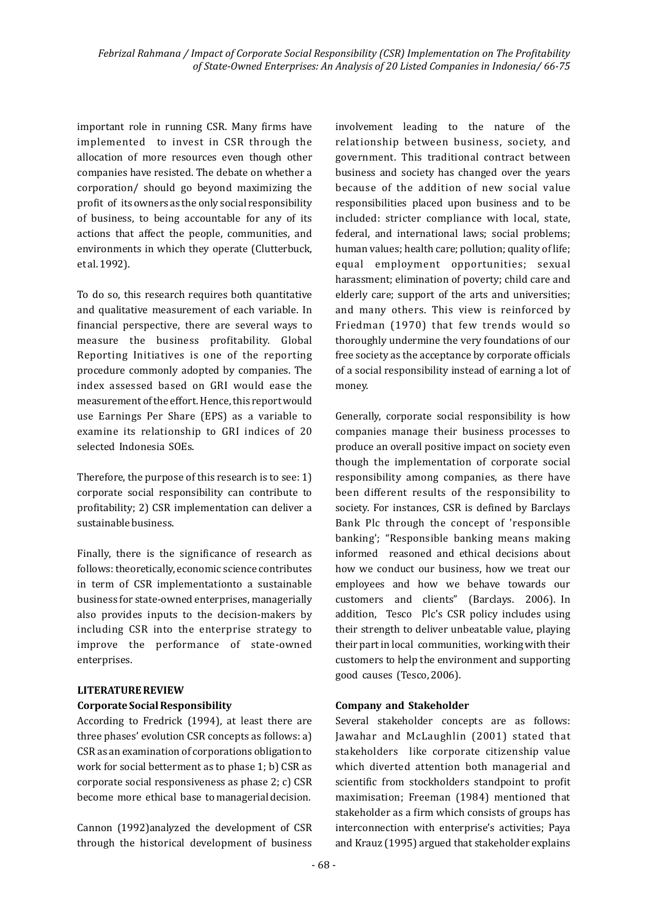important role in running CSR. Many firms have implemented to invest in CSR through the allocation of more resources even though other companies have resisted. The debate on whether a corporation/ should go beyond maximizing the profit of its owners as the only social responsibility of business, to being accountable for any of its actions that affect the people, communities, and environments in which they operate (Clutterbuck, et al. 1992).

To do so, this research requires both quantitative and qualitative measurement of each variable. In financial perspective, there are several ways to measure the business profitability. Global Reporting Initiatives is one of the reporting procedure commonly adopted by companies. The index assessed based on GRI would ease the measurement of the effort. Hence, this report would use Earnings Per Share (EPS) as a variable to examine its relationship to GRI indices of 20 selected Indonesia SOEs.

Therefore, the purpose of this research is to see: 1) corporate social responsibility can contribute to profitability; 2) CSR implementation can deliver a sustainable business.

Finally, there is the significance of research as follows: theoretically, economic science contributes in term of CSR implementationto a sustainable business for state-owned enterprises, managerially also provides inputs to the decision-makers by including CSR into the enterprise strategy to improve the performance of state-owned enterprises.

## LITERATURE REVIEW

### Corporate Social Responsibility

According to Fredrick (1994), at least there are three phases' evolution CSR concepts as follows: a) CSR as an examination of corporations obligation to work for social betterment as to phase 1; b) CSR as corporate social responsiveness as phase 2; c) CSR become more ethical base to managerial decision.

Cannon (1992)analyzed the development of CSR through the historical development of business involvement leading to the nature of the relationship between business, society, and government. This traditional contract between business and society has changed over the years because of the addition of new social value responsibilities placed upon business and to be included: stricter compliance with local, state, federal, and international laws; social problems; human values; health care; pollution; quality of life; equal employment opportunities; sexual harassment; elimination of poverty; child care and elderly care; support of the arts and universities; and many others. This view is reinforced by Friedman (1970) that few trends would so thoroughly undermine the very foundations of our free society as the acceptance by corporate officials of a social responsibility instead of earning a lot of money.

Generally, corporate social responsibility is how companies manage their business processes to produce an overall positive impact on society even though the implementation of corporate social responsibility among companies, as there have been different results of the responsibility to society. For instances, CSR is defined by Barclays Bank Plc through the concept of 'responsible banking'; "Responsible banking means making informed reasoned and ethical decisions about how we conduct our business, how we treat our employees and how we behave towards our customers and clients" (Barclays. 2006). In addition, Tesco Plc's CSR policy includes using their strength to deliver unbeatable value, playing their part in local communities, working with their customers to help the environment and supporting good causes (Tesco, 2006).

### Company and Stakeholder

Several stakeholder concepts are as follows: Jawahar and McLaughlin (2001) stated that stakeholders like corporate citizenship value which diverted attention both managerial and scientific from stockholders standpoint to profit maximisation; Freeman (1984) mentioned that stakeholder as a firm which consists of groups has interconnection with enterprise's activities; Paya and Krauz (1995) argued that stakeholder explains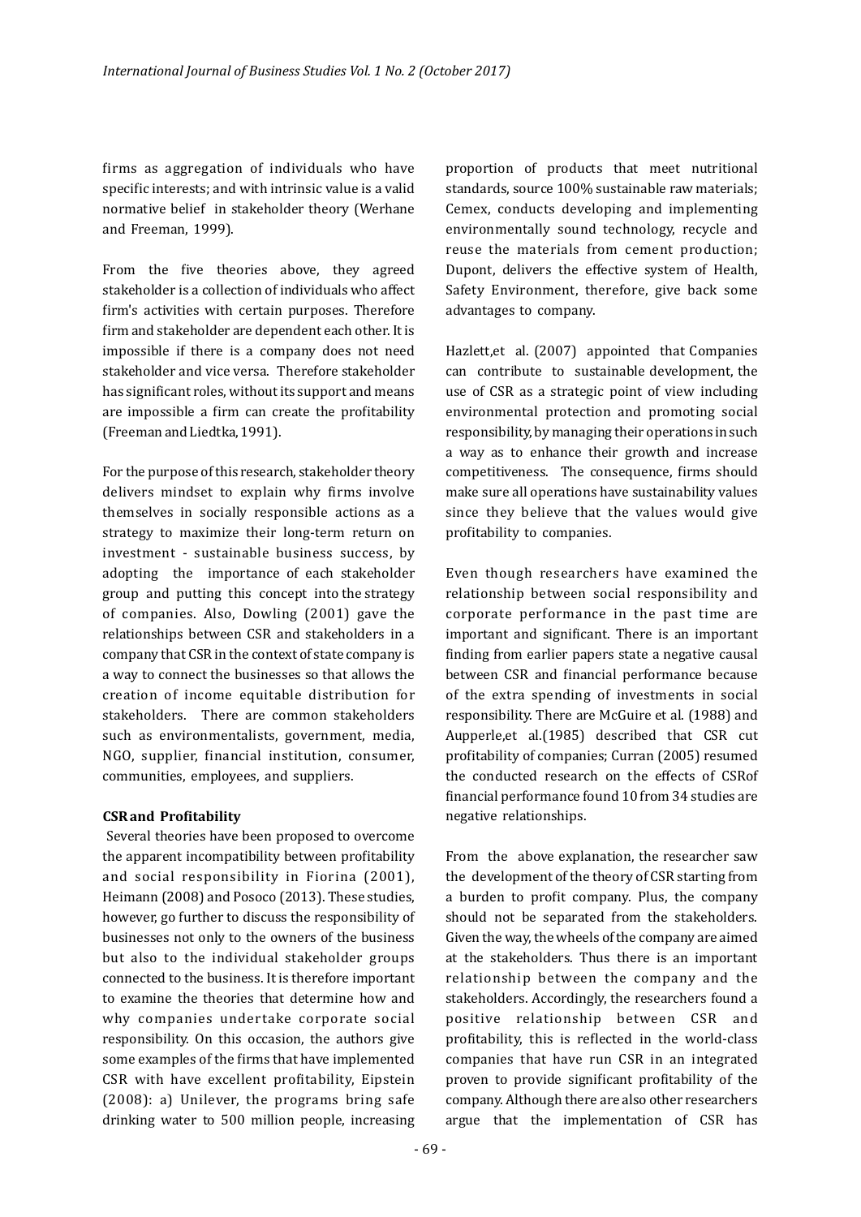firms as aggregation of individuals who have specific interests; and with intrinsic value is a valid normative belief in stakeholder theory (Werhane and Freeman, 1999).

From the five theories above, they agreed stakeholder is a collection of individuals who affect firm's activities with certain purposes. Therefore firm and stakeholder are dependent each other. It is impossible if there is a company does not need stakeholder and vice versa. Therefore stakeholder has significant roles, without its support and means are impossible a firm can create the profitability (Freeman and Liedtka, 1991).

For the purpose of this research, stakeholder theory delivers mindset to explain why firms involve themselves in socially responsible actions as a strategy to maximize their long-term return on investment - sustainable business success, by adopting the importance of each stakeholder group and putting this concept into the strategy of companies. Also, Dowling (2001) gave the relationships between CSR and stakeholders in a company that CSR in the context of state company is a way to connect the businesses so that allows the creation of income equitable distribution for stakeholders. There are common stakeholders such as environmentalists, government, media, NGO, supplier, financial institution, consumer, communities, employees, and suppliers.

**CSR and Profitability**

Several theories have been proposed to overcome the apparent incompatibility between profitability and social responsibility in Fiorina (2001), Heimann (2008) and Posoco (2013). These studies, however, go further to discuss the responsibility of businesses not only to the owners of the business but also to the individual stakeholder groups connected to the business. It is therefore important to examine the theories that determine how and why companies undertake corporate social responsibility. On this occasion, the authors give some examples of the firms that have implemented CSR with have excellent profitability, Eipstein (2008): a) Unilever, the programs bring safe drinking water to 500 million people, increasing proportion of products that meet nutritional standards, source 100% sustainable raw materials; Cemex, conducts developing and implementing environmentally sound technology, recycle and reuse the materials from cement production; Dupont, delivers the effective system of Health, Safety Environment, therefore, give back some advantages to company.

Hazlett,et al. (2007) appointed that Companies can contribute to sustainable development, the use of CSR as a strategic point of view including environmental protection and promoting social responsibility, by managing their operations in such a way as to enhance their growth and increase competitiveness. The consequence, firms should make sure all operations have sustainability values since they believe that the values would give profitability to companies.

Even though researchers have examined the relationship between social responsibility and corporate performance in the past time are important and significant. There is an important finding from earlier papers state a negative causal between CSR and financial performance because of the extra spending of investments in social responsibility. There are McGuire et al. (1988) and Aupperle,et al.(1985) described that CSR cut profitability of companies; Curran (2005) resumed the conducted research on the effects of CSRof financial performance found 10 from 34 studies are negative relationships.

From the above explanation, the researcher saw the development of the theory of CSR starting from a burden to profit company. Plus, the company should not be separated from the stakeholders. Given the way, the wheels of the company are aimed at the stakeholders. Thus there is an important relationship between the company and the stakeholders. Accordingly, the researchers found a positive relationship between CSR and profitability, this is reflected in the world-class companies that have run CSR in an integrated proven to provide significant profitability of the company. Although there are also other researchers argue that the implementation of CSR has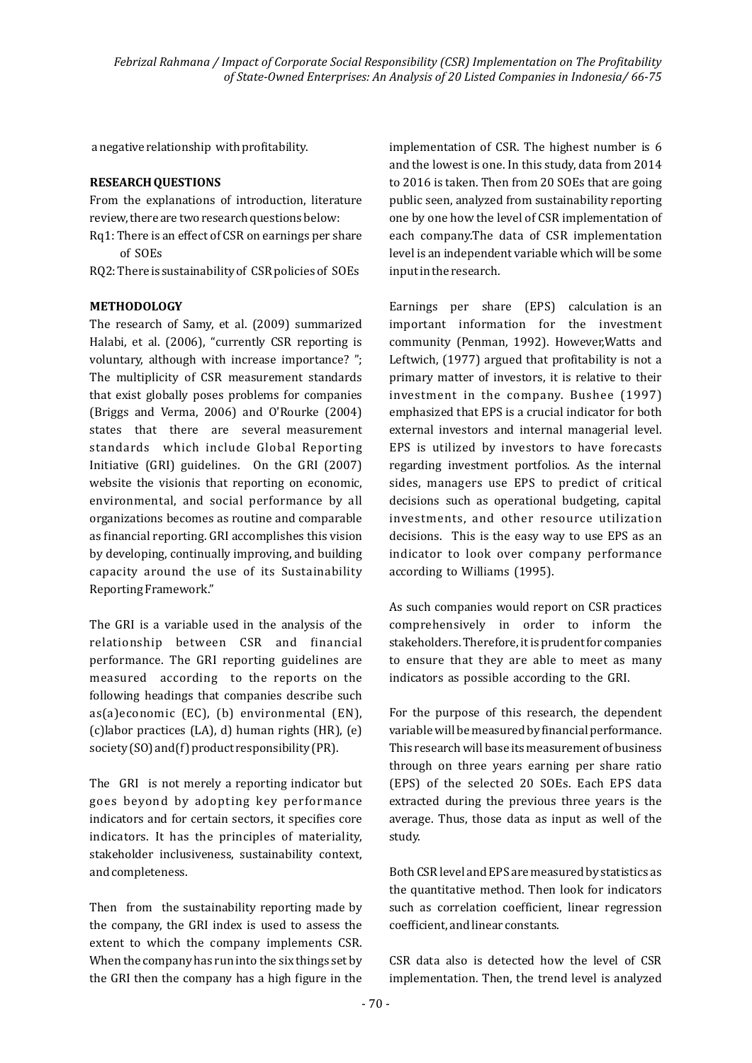a negative relationship with profitability.

**RESEARCH QUESTIONS**

From the explanations of introduction, literature review, there are two research questions below:

Rq1: There is an effect of CSR on earnings per share of SOEs

RQ2: There is sustainability of CSR policies of SOEs

**METHODOLOGY**

The research of Samy, et al. (2009) summarized Halabi, et al. (2006), "currently CSR reporting is voluntary, although with increase importance? "; The multiplicity of CSR measurement standards that exist globally poses problems for companies (Briggs and Verma, 2006) and O'Rourke (2004) states that there are several measurement standards which include Global Reporting Initiative (GRI) guidelines. On the GRI (2007) website the visionis that reporting on economic, environmental, and social performance by all organizations becomes as routine and comparable as financial reporting. GRI accomplishes this vision by developing, continually improving, and building capacity around the use of its Sustainability Reporting Framework."

The GRI is a variable used in the analysis of the relationship between CSR and financial performance. The GRI reporting guidelines are measured according to the reports on the following headings that companies describe such as(a)economic (EC), (b) environmental (EN), (c)labor practices (LA), d) human rights (HR), (e) society (SO) and(f) product responsibility (PR).

The GRI is not merely a reporting indicator but goes beyond by adopting key performance indicators and for certain sectors, it specifies core indicators. It has the principles of materiality, stakeholder inclusiveness, sustainability context, and completeness.

Then from the sustainability reporting made by the company, the GRI index is used to assess the extent to which the company implements CSR. When the company has run into the six things set by the GRI then the company has a high figure in the implementation of CSR. The highest number is 6 and the lowest is one. In this study, data from 2014 to 2016 is taken. Then from 20 SOEs that are going public seen, analyzed from sustainability reporting one by one how the level of CSR implementation of each company.The data of CSR implementation level is an independent variable which will be some input in the research.

Earnings per share (EPS) calculation is an important information for the investment community (Penman, 1992). However,Watts and Leftwich, (1977) argued that profitability is not a primary matter of investors, it is relative to their investment in the company. Bushee (1997) emphasized that EPS is a crucial indicator for both external investors and internal managerial level. EPS is utilized by investors to have forecasts regarding investment portfolios. As the internal sides, managers use EPS to predict of critical decisions such as operational budgeting, capital investments, and other resource utilization decisions. This is the easy way to use EPS as an indicator to look over company performance according to Williams (1995).

As such companies would report on CSR practices comprehensively in order to inform the stakeholders. Therefore, it is prudent for companies to ensure that they are able to meet as many indicators as possible according to the GRI.

For the purpose of this research, the dependent variable will be measured by financial performance. This research will base its measurement of business through on three years earning per share ratio (EPS) of the selected 20 SOEs. Each EPS data extracted during the previous three years is the average. Thus, those data as input as well of the study.

Both CSR level and EPS are measured by statistics as the quantitative method. Then look for indicators such as correlation coefficient, linear regression coefficient, and linear constants.

CSR data also is detected how the level of CSR implementation. Then, the trend level is analyzed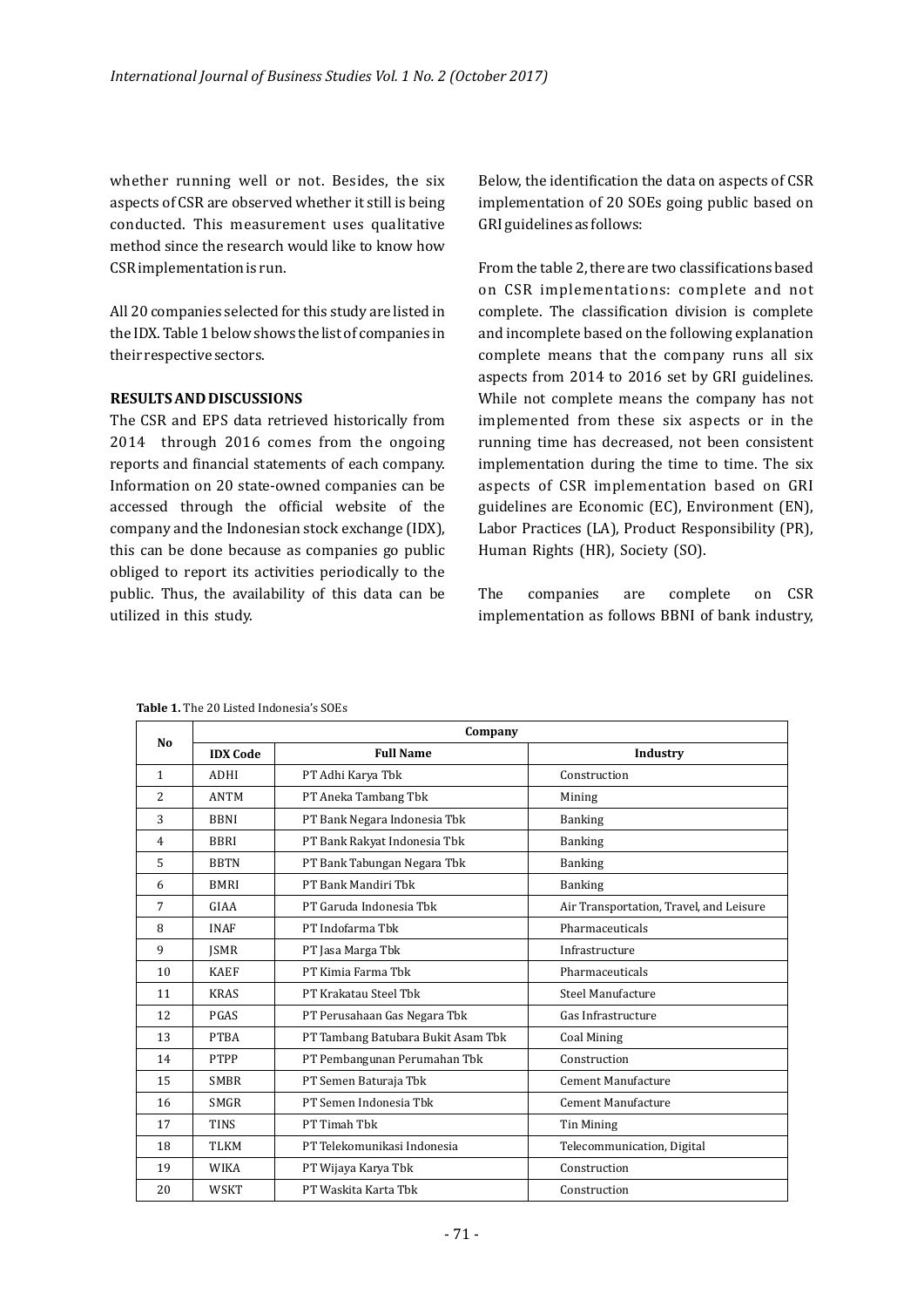whether running well or not. Besides, the six aspects of CSR are observed whether it still is being conducted. This measurement uses qualitative method since the research would like to know how CSR implementation is run.

All 20 companies selected for this study are listed in the IDX. Table 1 below shows the list of companies in their respective sectors.

**RESULTS AND DISCUSSIONS**

The CSR and EPS data retrieved historically from 2014 through 2016 comes from the ongoing reports and financial statements of each company. Information on 20 state-owned companies can be accessed through the official website of the company and the Indonesian stock exchange (IDX), this can be done because as companies go public obliged to report its activities periodically to the public. Thus, the availability of this data can be utilized in this study.

Below, the identification the data on aspects of CSR implementation of 20 SOEs going public based on GRI guidelines as follows:

From the table 2, there are two classifications based on CSR implementations: complete and not complete. The classification division is complete and incomplete based on the following explanation complete means that the company runs all six aspects from 2014 to 2016 set by GRI guidelines. While not complete means the company has not implemented from these six aspects or in the running time has decreased, not been consistent implementation during the time to time. The six aspects of CSR implementation based on GRI guidelines are Economic (EC), Environment (EN), Labor Practices (LA), Product Responsibility (PR), Human Rights (HR), Society (SO).

The companies are complete on CSR implementation as follows BBNI of bank industry,

**Table 1.** The 20 Listed Indonesia's SOEs

| No | Company | | |
|---|---|---|---|
| | **IDX Code** | **Full Name** | **Industry** |
| 1 | ADHI | PT Adhi Karya Tbk | Construction |
| 2 | ANTM | PT Aneka Tambang Tbk | Mining |
| 3 | BBNI | PT Bank Negara Indonesia Tbk | Banking |
| 4 | BBRI | PT Bank Rakyat Indonesia Tbk | Banking |
| 5 | BBTN | PT Bank Tabungan Negara Tbk | Banking |
| 6 | BMRI | PT Bank Mandiri Tbk | Banking |
| 7 | GIAA | PT Garuda Indonesia Tbk | Air Transportation, Travel, and Leisure |
| 8 | INAF | PT Indofarma Tbk | Pharmaceuticals |
| 9 | JSMR | PT Jasa Marga Tbk | Infrastructure |
| 10 | KAEF | PT Kimia Farma Tbk | Pharmaceuticals |
| 11 | KRAS | PT Krakatau Steel Tbk | Steel Manufacture |
| 12 | PGAS | PT Perusahaan Gas Negara Tbk | Gas Infrastructure |
| 13 | PTBA | PT Tambang Batubara Bukit Asam Tbk | Coal Mining |
| 14 | PTPP | PT Pembangunan Perumahan Tbk | Construction |
| 15 | SMBR | PT Semen Baturaja Tbk | Cement Manufacture |
| 16 | SMGR | PT Semen Indonesia Tbk | Cement Manufacture |
| 17 | TINS | PT Timah Tbk | Tin Mining |
| 18 | TLKM | PT Telekomunikasi Indonesia | Telecommunication, Digital |
| 19 | WIKA | PT Wijaya Karya Tbk | Construction |
| 20 | WSKT | PT Waskita Karta Tbk | Construction |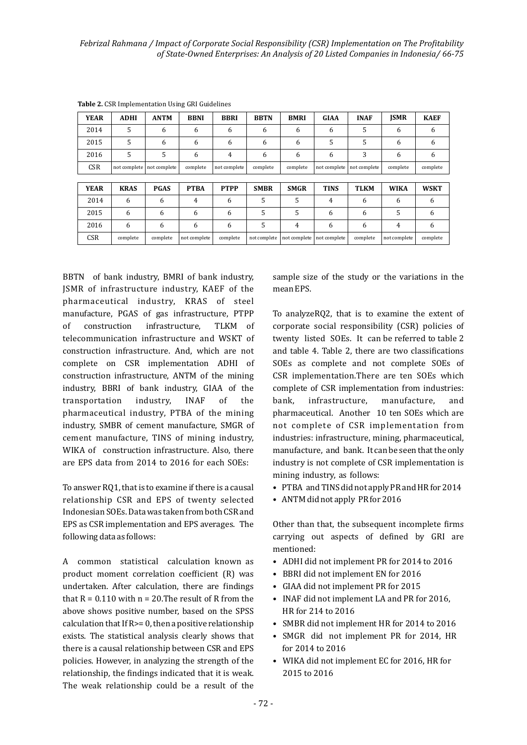**Table 2.** CSR Implementation Using GRI Guidelines

| YEAR | ADHI | ANTM | BBNI | BBRI | BBTN | BMRI | GIAA | INAF | JSMR | KAEF |
|---|---|---|---|---|---|---|---|---|---|---|
| 2014 | 5 | 6 | 6 | 6 | 6 | 6 | 6 | 5 | 6 | 6 |
| 2015 | 5 | 6 | 6 | 6 | 6 | 6 | 5 | 5 | 6 | 6 |
| 2016 | 5 | 5 | 6 | 4 | 6 | 6 | 6 | 3 | 6 | 6 |
| CSR | not complete | not complete | complete | not complete | complete | complete | not complete | not complete | complete | complete |

| YEAR | KRAS | PGAS | PTBA | PTPP | SMBR | SMGR | TINS | TLKM | WIKA | WSKT |
|---|---|---|---|---|---|---|---|---|---|---|
| 2014 | 6 | 6 | 4 | 6 | 5 | 5 | 4 | 6 | 6 | 6 |
| 2015 | 6 | 6 | 6 | 6 | 5 | 5 | 6 | 6 | 5 | 6 |
| 2016 | 6 | 6 | 6 | 6 | 5 | 4 | 6 | 6 | 4 | 6 |
| CSR | complete | complete | not complete | complete | not complete | not complete | not complete | complete | not complete | complete |

BBTN of bank industry, BMRI of bank industry, JSMR of infrastructure industry, KAEF of the pharmaceutical industry, KRAS of steel manufacture, PGAS of gas infrastructure, PTPP of construction infrastructure, TLKM of telecommunication infrastructure and WSKT of construction infrastructure. And, which are not complete on CSR implementation ADHI of construction infrastructure, ANTM of the mining industry, BBRI of bank industry, GIAA of the transportation industry, INAF of the pharmaceutical industry, PTBA of the mining industry, SMBR of cement manufacture, SMGR of cement manufacture, TINS of mining industry, WIKA of construction infrastructure. Also, there are EPS data from 2014 to 2016 for each SOEs:

To answer RQ1, that is to examine if there is a causal relationship CSR and EPS of twenty selected Indonesian SOEs. Data was taken from both CSR and EPS as CSR implementation and EPS averages. The following data as follows:

A common statistical calculation known as product moment correlation coefficient (R) was undertaken. After calculation, there are findings that R = 0.110 with n = 20.The result of R from the above shows positive number, based on the SPSS calculation that If R>= 0, then a positive relationship exists. The statistical analysis clearly shows that there is a causal relationship between CSR and EPS policies. However, in analyzing the strength of the relationship, the findings indicated that it is weak. The weak relationship could be a result of the sample size of the study or the variations in the mean EPS.

To analyzeRQ2, that is to examine the extent of corporate social responsibility (CSR) policies of twenty listed SOEs. It can be referred to table 2 and table 4. Table 2, there are two classifications SOEs as complete and not complete SOEs of CSR implementation.There are ten SOEs which complete of CSR implementation from industries: bank, infrastructure, manufacture, and pharmaceutical. Another 10 ten SOEs which are not complete of CSR implementation from industries: infrastructure, mining, pharmaceutical, manufacture, and bank. It can be seen that the only industry is not complete of CSR implementation is mining industry, as follows:

- PTBA and TINS did not apply PR and HR for 2014
- ANTM did not apply PR for 2016

Other than that, the subsequent incomplete firms carrying out aspects of defined by GRI are mentioned:

- ADHI did not implement PR for 2014 to 2016
- BBRI did not implement EN for 2016
- GIAA did not implement PR for 2015
- INAF did not implement LA and PR for 2016, HR for 214 to 2016
- SMBR did not implement HR for 2014 to 2016
- SMGR did not implement PR for 2014, HR for 2014 to 2016
- WIKA did not implement EC for 2016, HR for 2015 to 2016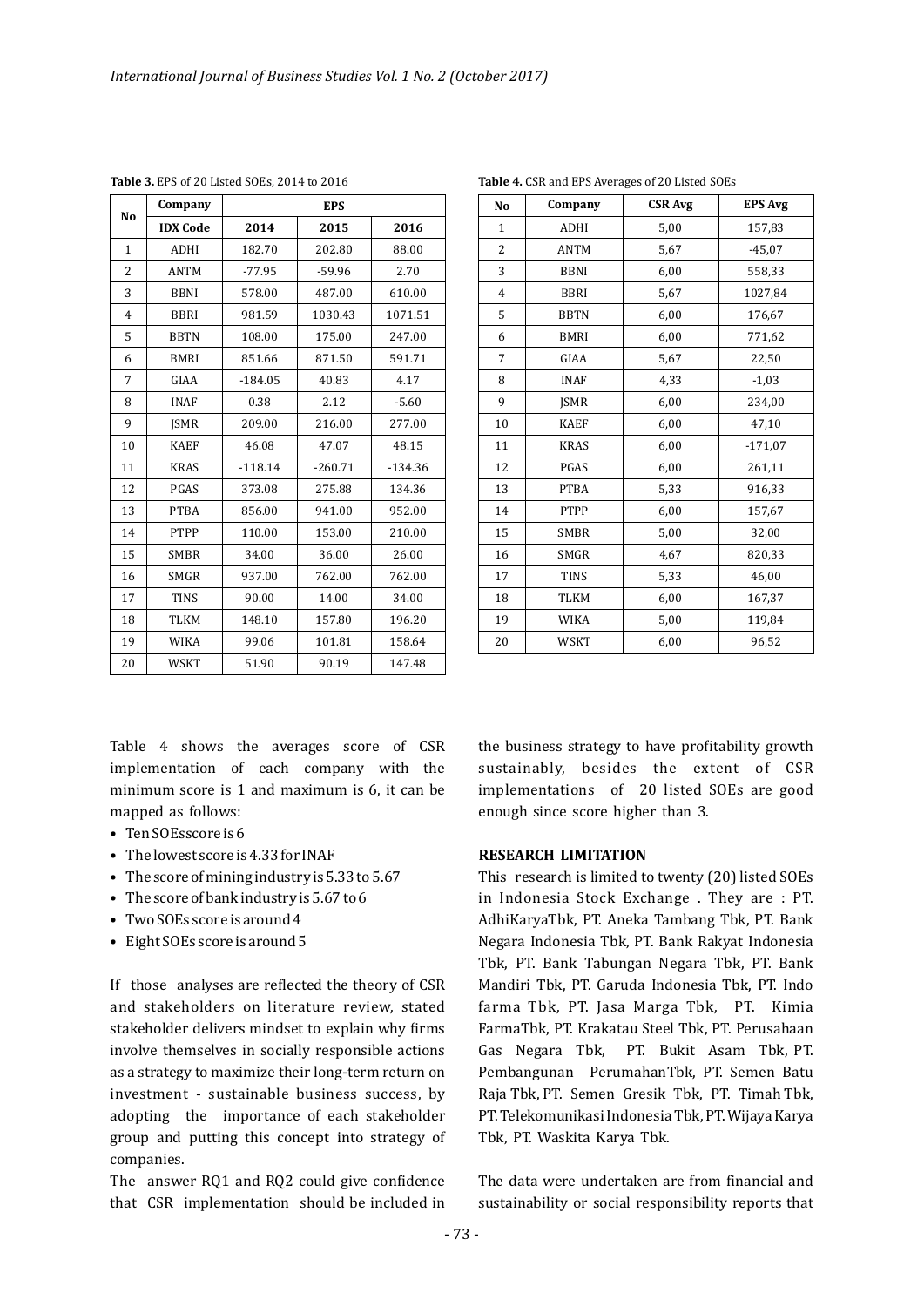**Table 3.** EPS of 20 Listed SOEs, 2014 to 2016

| No | Company | EPS | | |
|---|---|---|---|---|
| | IDX Code | 2014 | 2015 | 2016 |
| 1 | ADHI | 182.70 | 202.80 | 88.00 |
| 2 | ANTM | -77.95 | -59.96 | 2.70 |
| 3 | BBNI | 578.00 | 487.00 | 610.00 |
| 4 | BBRI | 981.59 | 1030.43 | 1071.51 |
| 5 | BBTN | 108.00 | 175.00 | 247.00 |
| 6 | BMRI | 851.66 | 871.50 | 591.71 |
| 7 | GIAA | -184.05 | 40.83 | 4.17 |
| 8 | INAF | 0.38 | 2.12 | -5.60 |
| 9 | JSMR | 209.00 | 216.00 | 277.00 |
| 10 | KAEF | 46.08 | 47.07 | 48.15 |
| 11 | KRAS | -118.14 | -260.71 | -134.36 |
| 12 | PGAS | 373.08 | 275.88 | 134.36 |
| 13 | PTBA | 856.00 | 941.00 | 952.00 |
| 14 | PTPP | 110.00 | 153.00 | 210.00 |
| 15 | SMBR | 34.00 | 36.00 | 26.00 |
| 16 | SMGR | 937.00 | 762.00 | 762.00 |
| 17 | TINS | 90.00 | 14.00 | 34.00 |
| 18 | TLKM | 148.10 | 157.80 | 196.20 |
| 19 | WIKA | 99.06 | 101.81 | 158.64 |
| 20 | WSKT | 51.90 | 90.19 | 147.48 |

**Table 4.** CSR and EPS Averages of 20 Listed SOEs

| No | Company | CSR Avg | EPS Avg |
|---|---|---|---|
| 1 | ADHI | 5,00 | 157,83 |
| 2 | ANTM | 5,67 | -45,07 |
| 3 | BBNI | 6,00 | 558,33 |
| 4 | BBRI | 5,67 | 1027,84 |
| 5 | BBTN | 6,00 | 176,67 |
| 6 | BMRI | 6,00 | 771,62 |
| 7 | GIAA | 5,67 | 22,50 |
| 8 | INAF | 4,33 | -1,03 |
| 9 | JSMR | 6,00 | 234,00 |
| 10 | KAEF | 6,00 | 47,10 |
| 11 | KRAS | 6,00 | -171,07 |
| 12 | PGAS | 6,00 | 261,11 |
| 13 | PTBA | 5,33 | 916,33 |
| 14 | PTPP | 6,00 | 157,67 |
| 15 | SMBR | 5,00 | 32,00 |
| 16 | SMGR | 4,67 | 820,33 |
| 17 | TINS | 5,33 | 46,00 |
| 18 | TLKM | 6,00 | 167,37 |
| 19 | WIKA | 5,00 | 119,84 |
| 20 | WSKT | 6,00 | 96,52 |

Table 4 shows the averages score of CSR implementation of each company with the minimum score is 1 and maximum is 6, it can be mapped as follows:

- Ten SOEsscore is 6
- The lowest score is 4.33 for INAF
- The score of mining industry is 5.33 to 5.67
- The score of bank industry is 5.67 to 6
- Two SOEs score is around 4
- Eight SOEs score is around 5

If those analyses are reflected the theory of CSR and stakeholders on literature review, stated stakeholder delivers mindset to explain why firms involve themselves in socially responsible actions as a strategy to maximize their long-term return on investment - sustainable business success, by adopting the importance of each stakeholder group and putting this concept into strategy of companies.

The answer RQ1 and RQ2 could give confidence that CSR implementation should be included in the business strategy to have profitability growth sustainably, besides the extent of CSR implementations of 20 listed SOEs are good enough since score higher than 3.

## RESEARCH LIMITATION

This research is limited to twenty (20) listed SOEs in Indonesia Stock Exchange . They are : PT. AdhiKaryaTbk, PT. Aneka Tambang Tbk, PT. Bank Negara Indonesia Tbk, PT. Bank Rakyat Indonesia Tbk, PT. Bank Tabungan Negara Tbk, PT. Bank Mandiri Tbk, PT. Garuda Indonesia Tbk, PT. Indo farma Tbk, PT. Jasa Marga Tbk, PT. Kimia FarmaTbk, PT. Krakatau Steel Tbk, PT. Perusahaan Gas Negara Tbk, PT. Bukit Asam Tbk, PT. Pembangunan PerumahanTbk, PT. Semen Batu Raja Tbk, PT. Semen Gresik Tbk, PT. Timah Tbk, PT. Telekomunikasi Indonesia Tbk, PT. Wijaya Karya Tbk, PT. Waskita Karya Tbk.

The data were undertaken are from financial and sustainability or social responsibility reports that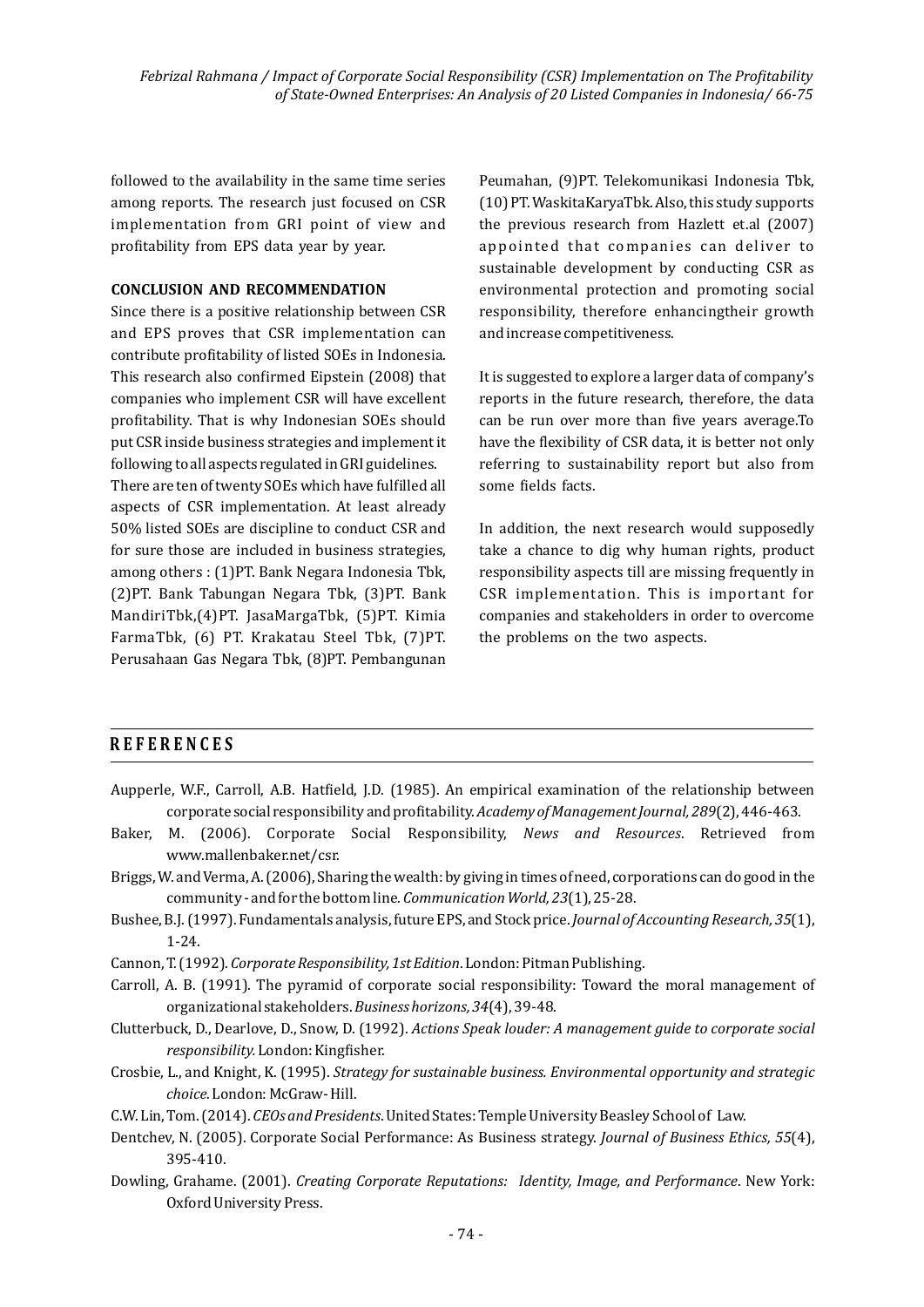followed to the availability in the same time series among reports. The research just focused on CSR implementation from GRI point of view and profitability from EPS data year by year.

### CONCLUSION AND RECOMMENDATION

Since there is a positive relationship between CSR and EPS proves that CSR implementation can contribute profitability of listed SOEs in Indonesia. This research also confirmed Eipstein (2008) that companies who implement CSR will have excellent profitability. That is why Indonesian SOEs should put CSR inside business strategies and implement it following to all aspects regulated in GRI guidelines.

There are ten of twenty SOEs which have fulfilled all aspects of CSR implementation. At least already 50% listed SOEs are discipline to conduct CSR and for sure those are included in business strategies, among others : (1)PT. Bank Negara Indonesia Tbk, (2)PT. Bank Tabungan Negara Tbk, (3)PT. Bank MandiriTbk,(4)PT. JasaMargaTbk, (5)PT. Kimia FarmaTbk, (6) PT. Krakatau Steel Tbk, (7)PT. Perusahaan Gas Negara Tbk, (8)PT. Pembangunan Peumahan, (9)PT. Telekomunikasi Indonesia Tbk, (10) PT. WaskitaKaryaTbk. Also, this study supports the previous research from Hazlett et.al (2007) appointed that companies can deliver to sustainable development by conducting CSR as environmental protection and promoting social responsibility, therefore enhancingtheir growth and increase competitiveness.

It is suggested to explore a larger data of company's reports in the future research, therefore, the data can be run over more than five years average.To have the flexibility of CSR data, it is better not only referring to sustainability report but also from some fields facts.

In addition, the next research would supposedly take a chance to dig why human rights, product responsibility aspects till are missing frequently in CSR implementation. This is important for companies and stakeholders in order to overcome the problems on the two aspects.

## REFERENCES

Aupperle, W.F., Carroll, A.B. Hatfield, J.D. (1985). An empirical examination of the relationship between corporate social responsibility and profitability. *Academy of Management Journal, 289*(2), 446-463.

Baker, M. (2006). Corporate Social Responsibility, *News and Resources*. Retrieved from www.mallenbaker.net/csr.

Briggs, W. and Verma, A. (2006), Sharing the wealth: by giving in times of need, corporations can do good in the community - and for the bottom line. *Communication World, 23*(1), 25-28.

Bushee, B.J. (1997). Fundamentals analysis, future EPS, and Stock price. *Journal of Accounting Research, 35*(1), 1-24.

Cannon, T. (1992). *Corporate Responsibility, 1st Edition*. London: Pitman Publishing.

Carroll, A. B. (1991). The pyramid of corporate social responsibility: Toward the moral management of organizational stakeholders. *Business horizons, 34*(4), 39-48.

Clutterbuck, D., Dearlove, D., Snow, D. (1992). *Actions Speak louder: A management guide to corporate social responsibility.* London: Kingfisher.

Crosbie, L., and Knight, K. (1995). *Strategy for sustainable business. Environmental opportunity and strategic choice*. London: McGraw- Hill.

C.W. Lin, Tom. (2014). *CEOs and Presidents*. United States: Temple University Beasley School of Law.

Dentchev, N. (2005). Corporate Social Performance: As Business strategy. *Journal of Business Ethics, 55*(4), 395-410.

Dowling, Grahame. (2001). *Creating Corporate Reputations: Identity, Image, and Performance*. New York: Oxford University Press.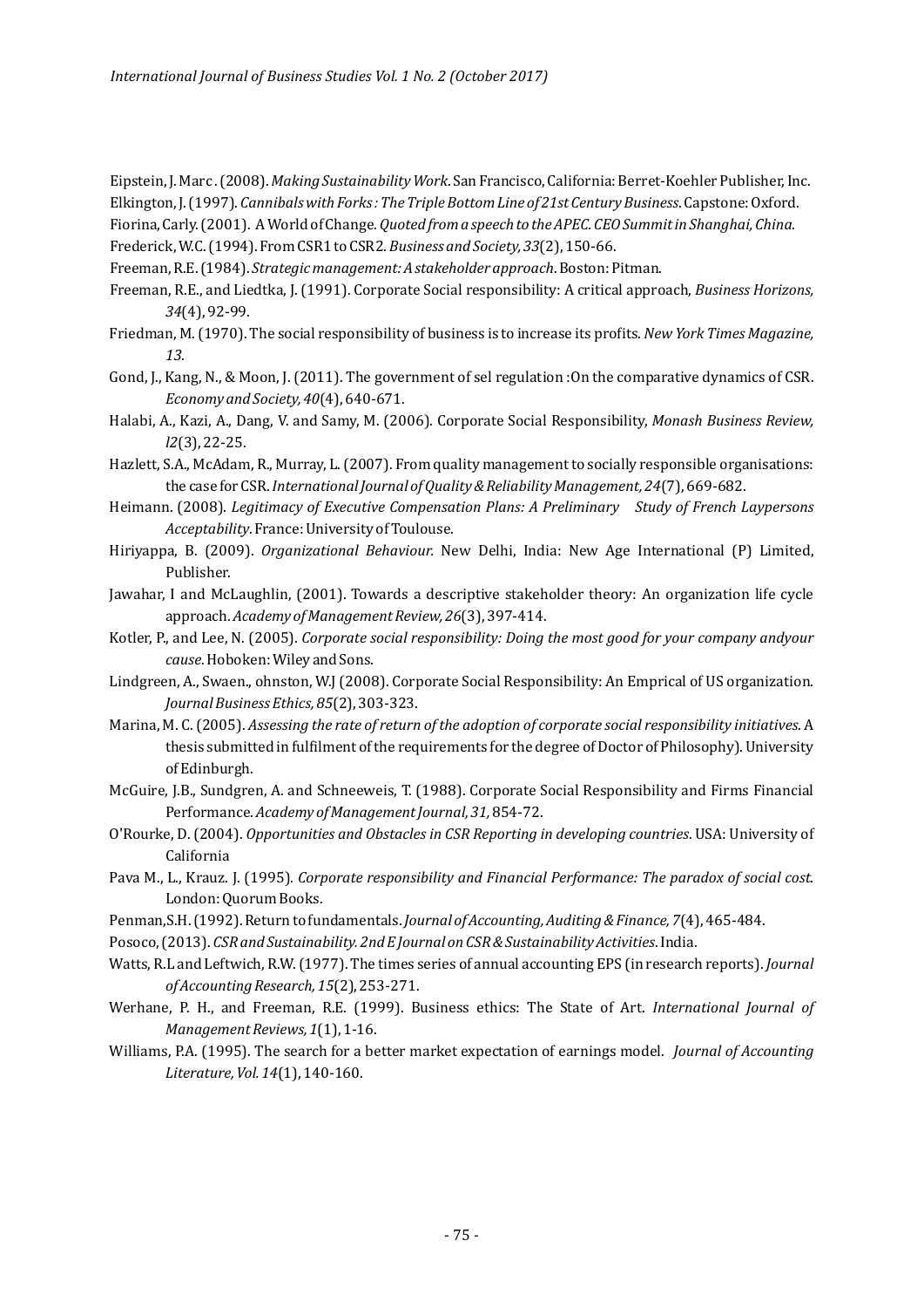Eipstein, J. Marc. (2008). *Making Sustainability Work*. San Francisco, California: Berret-Koehler Publisher, Inc.

Elkington, J. (1997). *Cannibals with Forks : The Triple Bottom Line of 21st Century Business*. Capstone: Oxford.

Fiorina, Carly. (2001). A World of Change. *Quoted from a speech to the APEC. CEO Summit in Shanghai, China.*

Frederick, W.C. (1994). From CSR1 to CSR2. *Business and Society, 33*(2), 150-66.

Freeman, R.E. (1984). *Strategic management: A stakeholder approach*. Boston: Pitman.

Freeman, R.E., and Liedtka, J. (1991). Corporate Social responsibility: A critical approach, *Business Horizons, 34*(4), 92-99.

Friedman, M. (1970). The social responsibility of business is to increase its profits. *New York Times Magazine, 13.*

Gond, J., Kang, N., & Moon, J. (2011). The government of sel regulation :On the comparative dynamics of CSR. *Economy and Society, 40*(4), 640-671.

Halabi, A., Kazi, A., Dang, V. and Samy, M. (2006). Corporate Social Responsibility, *Monash Business Review, l2*(3), 22-25.

Hazlett, S.A., McAdam, R., Murray, L. (2007). From quality management to socially responsible organisations: the case for CSR. *International Journal of Quality & Reliability Management, 24*(7), 669-682.

Heimann. (2008). *Legitimacy of Executive Compensation Plans: A Preliminary Study of French Laypersons Acceptability*. France: University of Toulouse.

Hiriyappa, B. (2009). *Organizational Behaviour.* New Delhi, India: New Age International (P) Limited, Publisher.

Jawahar, I and McLaughlin, (2001). Towards a descriptive stakeholder theory: An organization life cycle approach. *Academy of Management Review, 26*(3), 397-414.

Kotler, P., and Lee, N. (2005). *Corporate social responsibility: Doing the most good for your company andyour cause*. Hoboken: Wiley and Sons.

Lindgreen, A., Swaen., ohnston, W.J (2008). Corporate Social Responsibility: An Emprical of US organization. *Journal Business Ethics, 85*(2), 303-323.

Marina, M. C. (2005). *Assessing the rate of return of the adoption of corporate social responsibility initiatives*. A thesis submitted in fulfilment of the requirements for the degree of Doctor of Philosophy). University of Edinburgh.

McGuire, J.B., Sundgren, A. and Schneeweis, T. (1988). Corporate Social Responsibility and Firms Financial Performance. *Academy of Management Journal, 31,* 854-72.

O'Rourke, D. (2004). *Opportunities and Obstacles in CSR Reporting in developing countries*. USA: University of California

Pava M., L., Krauz. J. (1995). *Corporate responsibility and Financial Performance: The paradox of social cost*. London: Quorum Books.

Penman, S.H. (1992). Return to fundamentals. *Journal of Accounting, Auditing & Finance, 7*(4), 465-484.

Posoco, (2013). *CSR and Sustainability. 2nd E Journal on CSR & Sustainability Activities*. India.

Watts, R.L and Leftwich, R.W. (1977). The times series of annual accounting EPS (in research reports). *Journal of Accounting Research, 15*(2), 253-271.

Werhane, P. H., and Freeman, R.E. (1999). Business ethics: The State of Art. *International Journal of Management Reviews, 1*(1), 1-16.

Williams, P.A. (1995). The search for a better market expectation of earnings model. *Journal of Accounting Literature, Vol. 14*(1), 140-160.